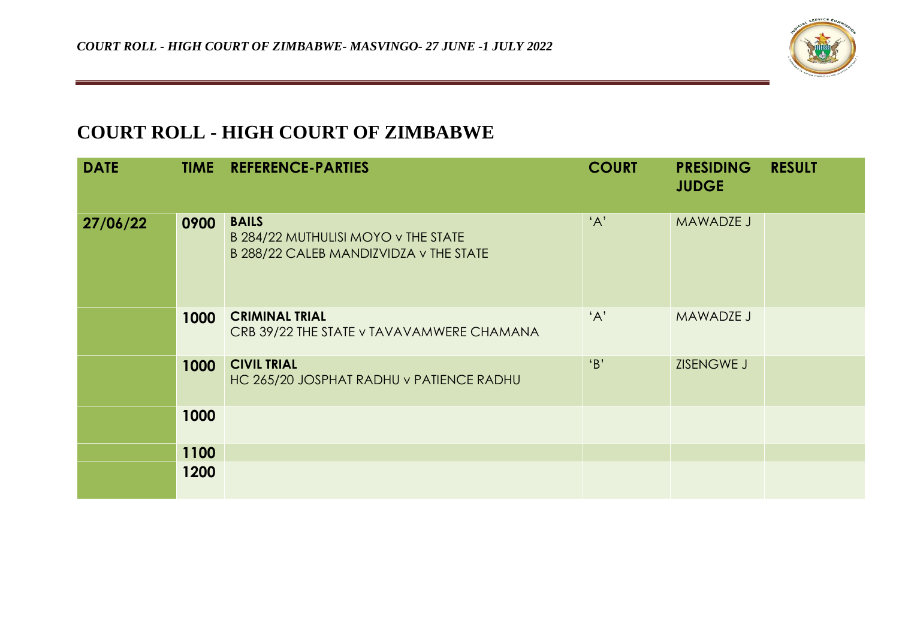# COURT ROLL - HIGH COURT OF ZIMBABWE

| DATE | TIME | REFERENCE-PARTIES | COURT | PRESIDING JUDGE | RESULT |
|---|---|---|---|---|---|
| 27/06/22 | 0900 | **BAILS**<br>B 284/22 MUTHULISI MOYO v THE STATE<br>B 288/22 CALEB MANDIZVIDZA v THE STATE | 'A' | MAWADZE J | |
| | 1000 | **CRIMINAL TRIAL**<br>CRB 39/22 THE STATE v TAVAVAMWERE CHAMANA | 'A' | MAWADZE J | |
| | 1000 | **CIVIL TRIAL**<br>HC 265/20 JOSPHAT RADHU v PATIENCE RADHU | 'B' | ZISENGWE J | |
| | 1000 | | | | |
| | 1100 | | | | |
| | 1200 | | | | |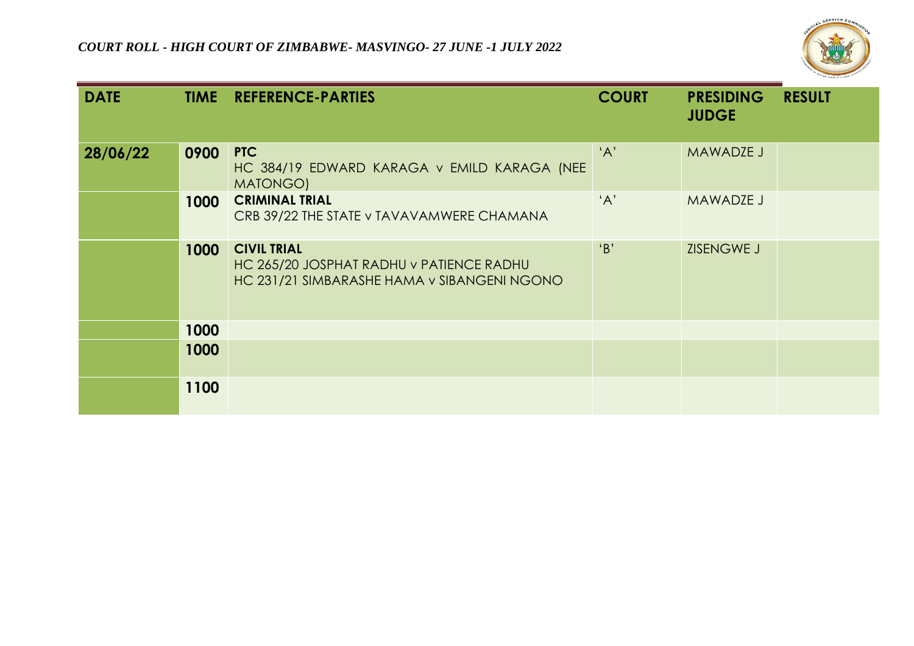*COURT ROLL - HIGH COURT OF ZIMBABWE- MASVINGO- 27 JUNE -1 JULY 2022*

| DATE | TIME | REFERENCE-PARTIES | COURT | PRESIDING JUDGE | RESULT |
|---|---|---|---|---|---|
| **28/06/22** | **0900** | **PTC**<br>HC 384/19 EDWARD KARAGA v EMILD KARAGA (NEE MATONGO) | 'A' | MAWADZE J | |
| | **1000** | **CRIMINAL TRIAL**<br>CRB 39/22 THE STATE v TAVAVAMWERE CHAMANA | 'A' | MAWADZE J | |
| | **1000** | **CIVIL TRIAL**<br>HC 265/20 JOSPHAT RADHU v PATIENCE RADHU<br>HC 231/21 SIMBARASHE HAMA v SIBANGENI NGONO | 'B' | ZISENGWE J | |
| | **1000** | | | | |
| | **1000** | | | | |
| | **1100** | | | | |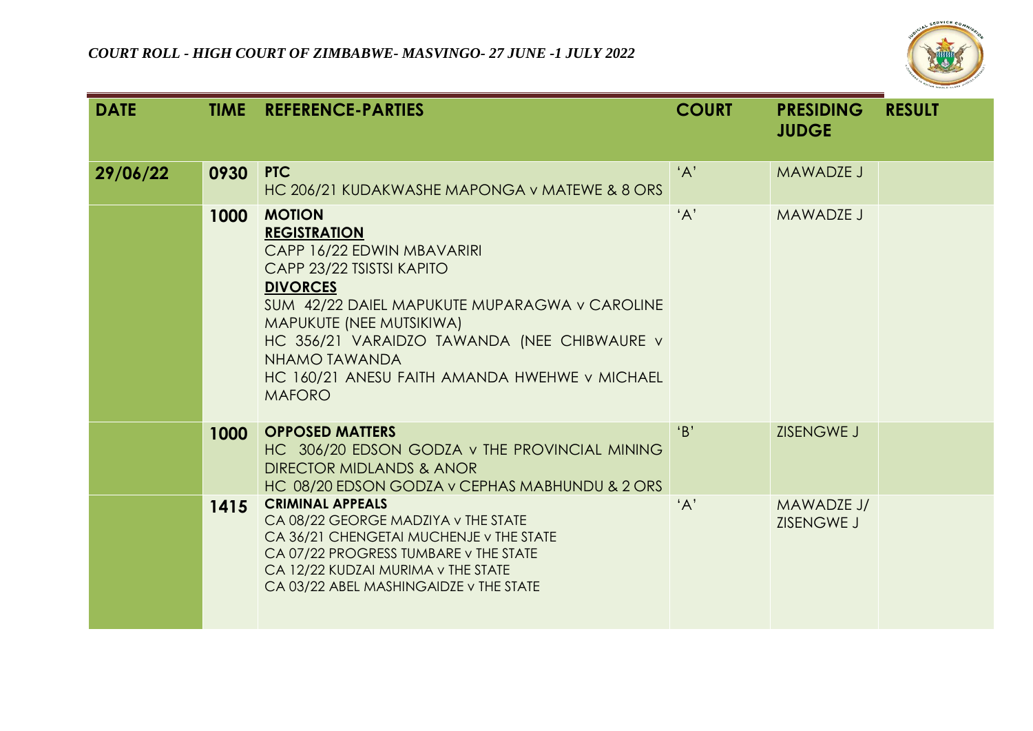*COURT ROLL - HIGH COURT OF ZIMBABWE- MASVINGO- 27 JUNE -1 JULY 2022*

| DATE | TIME | REFERENCE-PARTIES | COURT | PRESIDING JUDGE | RESULT |
|---|---|---|---|---|---|
| 29/06/22 | 0930 | **PTC**<br>HC 206/21 KUDAKWASHE MAPONGA v MATEWE & 8 ORS | 'A' | MAWADZE J | |
| | 1000 | **MOTION**<br>**REGISTRATION**<br>CAPP 16/22 EDWIN MBAVARIRI<br>CAPP 23/22 TSISTSI KAPITO<br>**DIVORCES**<br>SUM 42/22 DAIEL MAPUKUTE MUPARAGWA v CAROLINE MAPUKUTE (NEE MUTSIKIWA)<br>HC 356/21 VARAIDZO TAWANDA (NEE CHIBWAURE v NHAMO TAWANDA<br>HC 160/21 ANESU FAITH AMANDA HWEHWE v MICHAEL MAFORO | 'A' | MAWADZE J | |
| | 1000 | **OPPOSED MATTERS**<br>HC 306/20 EDSON GODZA v THE PROVINCIAL MINING DIRECTOR MIDLANDS & ANOR<br>HC 08/20 EDSON GODZA v CEPHAS MABHUNDU & 2 ORS | 'B' | ZISENGWE J | |
| | 1415 | **CRIMINAL APPEALS**<br>CA 08/22 GEORGE MADZIYA v THE STATE<br>CA 36/21 CHENGETAI MUCHENJE v THE STATE<br>CA 07/22 PROGRESS TUMBARE v THE STATE<br>CA 12/22 KUDZAI MURIMA v THE STATE<br>CA 03/22 ABEL MASHINGAIDZE v THE STATE | 'A' | MAWADZE J/ ZISENGWE J | |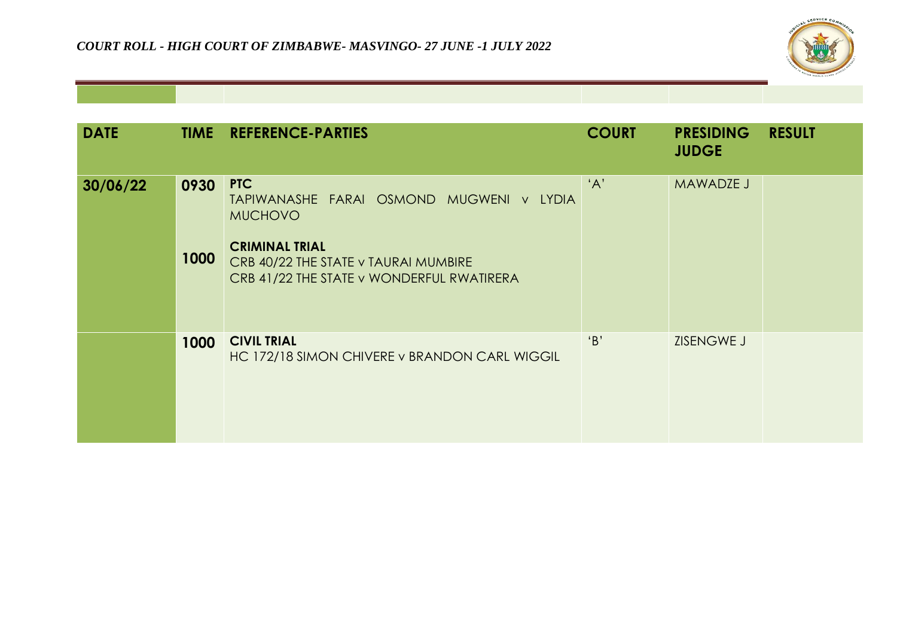*COURT ROLL - HIGH COURT OF ZIMBABWE- MASVINGO- 27 JUNE -1 JULY 2022*

| DATE | TIME | REFERENCE-PARTIES | COURT | PRESIDING JUDGE | RESULT |
|---|---|---|---|---|---|
| 30/06/22 | 0930 | **PTC**<br>TAPIWANASHE FARAI OSMOND MUGWENI v LYDIA MUCHOVO | 'A' | MAWADZE J | |
| | 1000 | **CRIMINAL TRIAL**<br>CRB 40/22 THE STATE v TAURAI MUMBIRE<br>CRB 41/22 THE STATE v WONDERFUL RWATIRERA | | | |
| | 1000 | **CIVIL TRIAL**<br>HC 172/18 SIMON CHIVERE v BRANDON CARL WIGGIL | 'B' | ZISENGWE J | |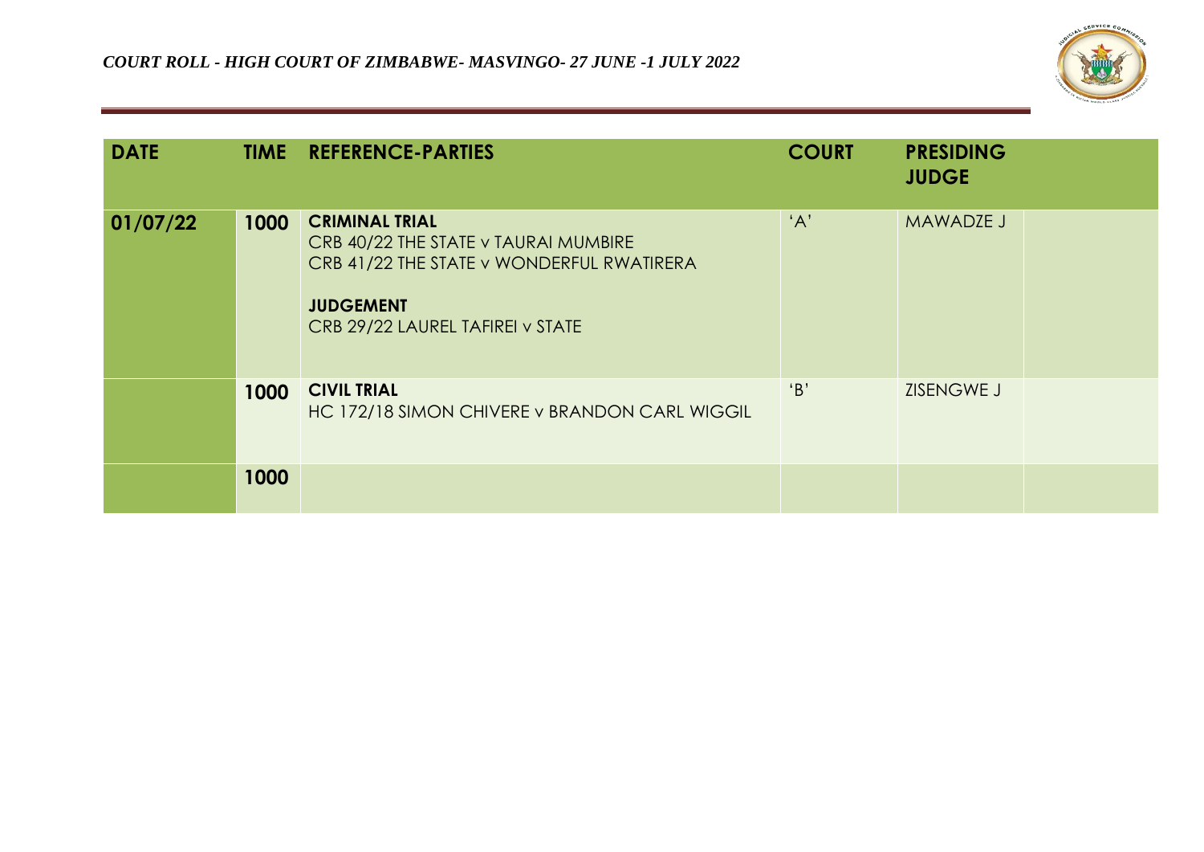*COURT ROLL - HIGH COURT OF ZIMBABWE- MASVINGO- 27 JUNE -1 JULY 2022*

| DATE | TIME | REFERENCE-PARTIES | COURT | PRESIDING JUDGE | |
|---|---|---|---|---|---|
| 01/07/22 | 1000 | **CRIMINAL TRIAL**<br>CRB 40/22 THE STATE v TAURAI MUMBIRE<br>CRB 41/22 THE STATE v WONDERFUL RWATIRERA<br><br>**JUDGEMENT**<br>CRB 29/22 LAUREL TAFIREI v STATE | 'A' | MAWADZE J | |
| | 1000 | **CIVIL TRIAL**<br>HC 172/18 SIMON CHIVERE v BRANDON CARL WIGGIL | 'B' | ZISENGWE J | |
| | 1000 | | | | |